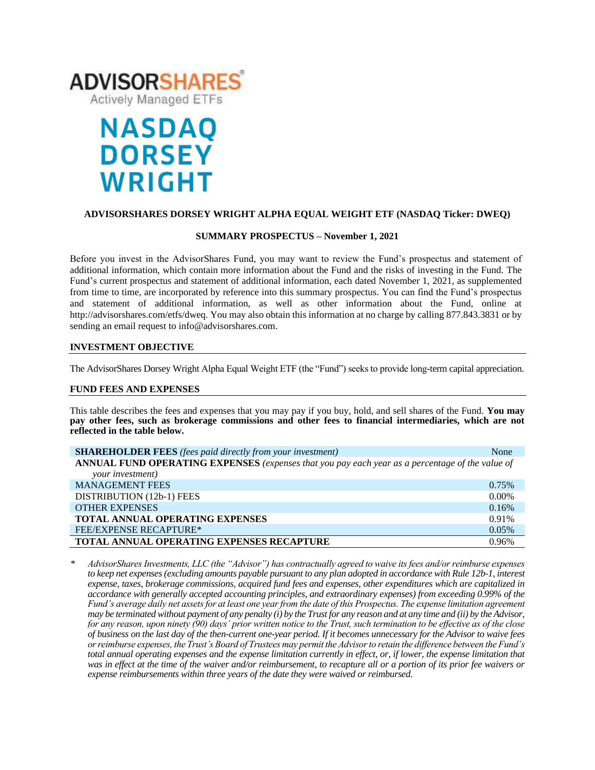**ADVISORSHARES**
Actively Managed ETFs

**NASDAQ DORSEY WRIGHT**

**ADVISORSHARES DORSEY WRIGHT ALPHA EQUAL WEIGHT ETF (NASDAQ Ticker: DWEQ)**

**SUMMARY PROSPECTUS – November 1, 2021**

Before you invest in the AdvisorShares Fund, you may want to review the Fund's prospectus and statement of additional information, which contain more information about the Fund and the risks of investing in the Fund. The Fund's current prospectus and statement of additional information, each dated November 1, 2021, as supplemented from time to time, are incorporated by reference into this summary prospectus. You can find the Fund's prospectus and statement of additional information, as well as other information about the Fund, online at http://advisorshares.com/etfs/dweq. You may also obtain this information at no charge by calling 877.843.3831 or by sending an email request to info@advisorshares.com.

## INVESTMENT OBJECTIVE

The AdvisorShares Dorsey Wright Alpha Equal Weight ETF (the "Fund") seeks to provide long-term capital appreciation.

## FUND FEES AND EXPENSES

This table describes the fees and expenses that you may pay if you buy, hold, and sell shares of the Fund. **You may pay other fees, such as brokerage commissions and other fees to financial intermediaries, which are not reflected in the table below.**

| | |
|---|---|
| **SHAREHOLDER FEES** *(fees paid directly from your investment)* | None |
| **ANNUAL FUND OPERATING EXPENSES** *(expenses that you pay each year as a percentage of the value of your investment)* | |
| MANAGEMENT FEES | 0.75% |
| DISTRIBUTION (12b-1) FEES | 0.00% |
| OTHER EXPENSES | 0.16% |
| **TOTAL ANNUAL OPERATING EXPENSES** | 0.91% |
| FEE/EXPENSE RECAPTURE* | 0.05% |
| **TOTAL ANNUAL OPERATING EXPENSES RECAPTURE** | 0.96% |

\* *AdvisorShares Investments, LLC (the "Advisor") has contractually agreed to waive its fees and/or reimburse expenses to keep net expenses (excluding amounts payable pursuant to any plan adopted in accordance with Rule 12b-1, interest expense, taxes, brokerage commissions, acquired fund fees and expenses, other expenditures which are capitalized in accordance with generally accepted accounting principles, and extraordinary expenses) from exceeding 0.99% of the Fund's average daily net assets for at least one year from the date of this Prospectus. The expense limitation agreement may be terminated without payment of any penalty (i) by the Trust for any reason and at any time and (ii) by the Advisor, for any reason, upon ninety (90) days' prior written notice to the Trust, such termination to be effective as of the close of business on the last day of the then-current one-year period. If it becomes unnecessary for the Advisor to waive fees or reimburse expenses, the Trust's Board of Trustees may permit the Advisor to retain the difference between the Fund's total annual operating expenses and the expense limitation currently in effect, or, if lower, the expense limitation that was in effect at the time of the waiver and/or reimbursement, to recapture all or a portion of its prior fee waivers or expense reimbursements within three years of the date they were waived or reimbursed.*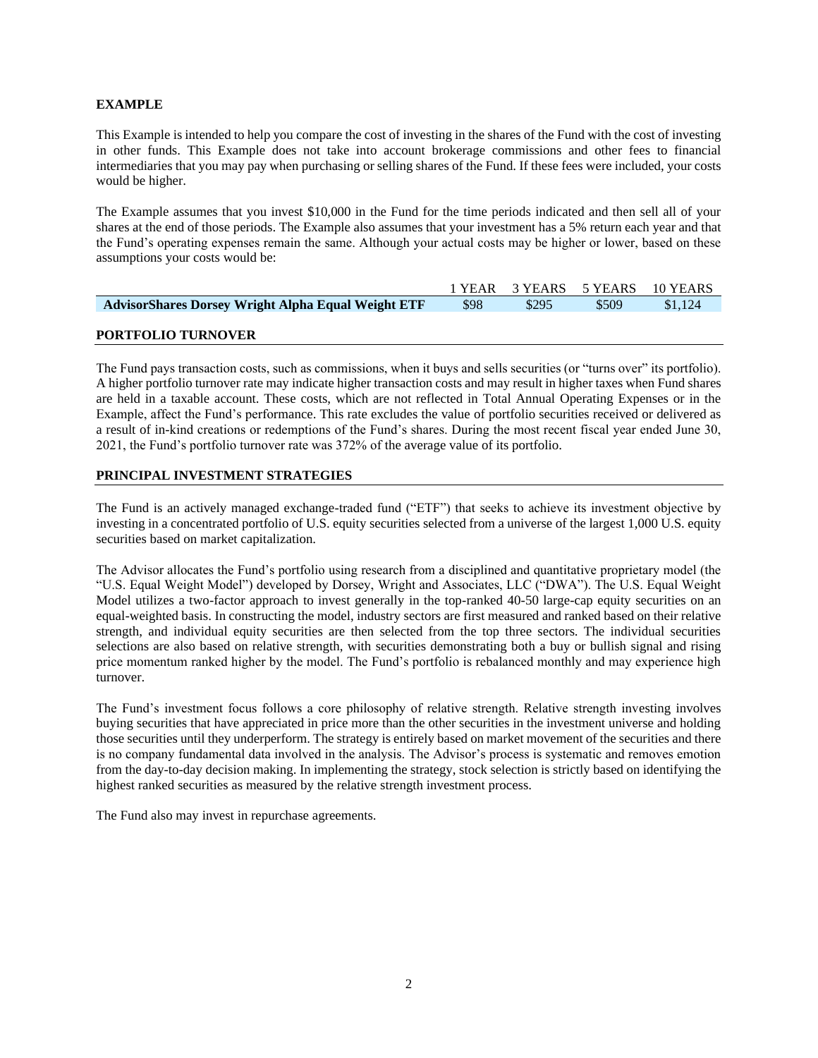**EXAMPLE**

This Example is intended to help you compare the cost of investing in the shares of the Fund with the cost of investing in other funds. This Example does not take into account brokerage commissions and other fees to financial intermediaries that you may pay when purchasing or selling shares of the Fund. If these fees were included, your costs would be higher.

The Example assumes that you invest $10,000 in the Fund for the time periods indicated and then sell all of your shares at the end of those periods. The Example also assumes that your investment has a 5% return each year and that the Fund's operating expenses remain the same. Although your actual costs may be higher or lower, based on these assumptions your costs would be:

| | 1 YEAR | 3 YEARS | 5 YEARS | 10 YEARS |
|---|---|---|---|---|
| **AdvisorShares Dorsey Wright Alpha Equal Weight ETF** | $98 | $295 | $509 | $1,124 |

## PORTFOLIO TURNOVER

The Fund pays transaction costs, such as commissions, when it buys and sells securities (or "turns over" its portfolio). A higher portfolio turnover rate may indicate higher transaction costs and may result in higher taxes when Fund shares are held in a taxable account. These costs, which are not reflected in Total Annual Operating Expenses or in the Example, affect the Fund's performance. This rate excludes the value of portfolio securities received or delivered as a result of in-kind creations or redemptions of the Fund's shares. During the most recent fiscal year ended June 30, 2021, the Fund's portfolio turnover rate was 372% of the average value of its portfolio.

## PRINCIPAL INVESTMENT STRATEGIES

The Fund is an actively managed exchange-traded fund ("ETF") that seeks to achieve its investment objective by investing in a concentrated portfolio of U.S. equity securities selected from a universe of the largest 1,000 U.S. equity securities based on market capitalization.

The Advisor allocates the Fund's portfolio using research from a disciplined and quantitative proprietary model (the "U.S. Equal Weight Model") developed by Dorsey, Wright and Associates, LLC ("DWA"). The U.S. Equal Weight Model utilizes a two-factor approach to invest generally in the top-ranked 40-50 large-cap equity securities on an equal-weighted basis. In constructing the model, industry sectors are first measured and ranked based on their relative strength, and individual equity securities are then selected from the top three sectors. The individual securities selections are also based on relative strength, with securities demonstrating both a buy or bullish signal and rising price momentum ranked higher by the model. The Fund's portfolio is rebalanced monthly and may experience high turnover.

The Fund's investment focus follows a core philosophy of relative strength. Relative strength investing involves buying securities that have appreciated in price more than the other securities in the investment universe and holding those securities until they underperform. The strategy is entirely based on market movement of the securities and there is no company fundamental data involved in the analysis. The Advisor's process is systematic and removes emotion from the day-to-day decision making. In implementing the strategy, stock selection is strictly based on identifying the highest ranked securities as measured by the relative strength investment process.

The Fund also may invest in repurchase agreements.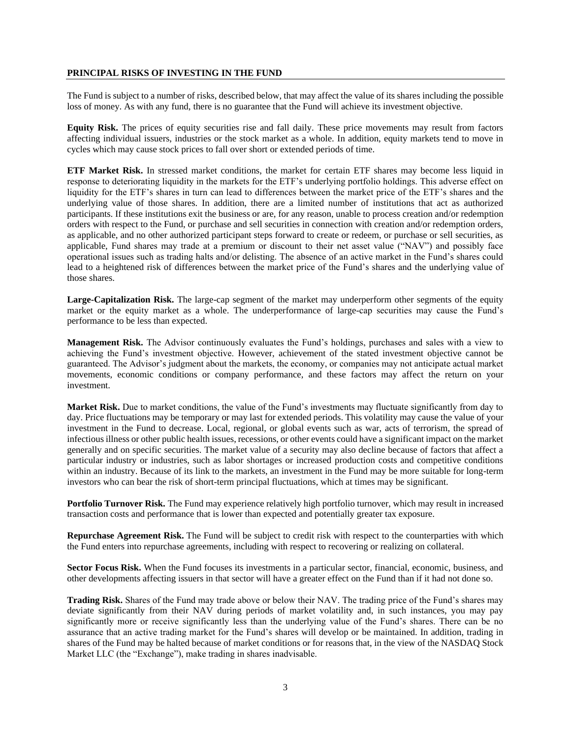## PRINCIPAL RISKS OF INVESTING IN THE FUND

The Fund is subject to a number of risks, described below, that may affect the value of its shares including the possible loss of money. As with any fund, there is no guarantee that the Fund will achieve its investment objective.

**Equity Risk.** The prices of equity securities rise and fall daily. These price movements may result from factors affecting individual issuers, industries or the stock market as a whole. In addition, equity markets tend to move in cycles which may cause stock prices to fall over short or extended periods of time.

**ETF Market Risk.** In stressed market conditions, the market for certain ETF shares may become less liquid in response to deteriorating liquidity in the markets for the ETF's underlying portfolio holdings. This adverse effect on liquidity for the ETF's shares in turn can lead to differences between the market price of the ETF's shares and the underlying value of those shares. In addition, there are a limited number of institutions that act as authorized participants. If these institutions exit the business or are, for any reason, unable to process creation and/or redemption orders with respect to the Fund, or purchase and sell securities in connection with creation and/or redemption orders, as applicable, and no other authorized participant steps forward to create or redeem, or purchase or sell securities, as applicable, Fund shares may trade at a premium or discount to their net asset value ("NAV") and possibly face operational issues such as trading halts and/or delisting. The absence of an active market in the Fund's shares could lead to a heightened risk of differences between the market price of the Fund's shares and the underlying value of those shares.

**Large-Capitalization Risk.** The large-cap segment of the market may underperform other segments of the equity market or the equity market as a whole. The underperformance of large-cap securities may cause the Fund's performance to be less than expected.

**Management Risk.** The Advisor continuously evaluates the Fund's holdings, purchases and sales with a view to achieving the Fund's investment objective. However, achievement of the stated investment objective cannot be guaranteed. The Advisor's judgment about the markets, the economy, or companies may not anticipate actual market movements, economic conditions or company performance, and these factors may affect the return on your investment.

**Market Risk.** Due to market conditions, the value of the Fund's investments may fluctuate significantly from day to day. Price fluctuations may be temporary or may last for extended periods. This volatility may cause the value of your investment in the Fund to decrease. Local, regional, or global events such as war, acts of terrorism, the spread of infectious illness or other public health issues, recessions, or other events could have a significant impact on the market generally and on specific securities. The market value of a security may also decline because of factors that affect a particular industry or industries, such as labor shortages or increased production costs and competitive conditions within an industry. Because of its link to the markets, an investment in the Fund may be more suitable for long-term investors who can bear the risk of short-term principal fluctuations, which at times may be significant.

**Portfolio Turnover Risk.** The Fund may experience relatively high portfolio turnover, which may result in increased transaction costs and performance that is lower than expected and potentially greater tax exposure.

**Repurchase Agreement Risk.** The Fund will be subject to credit risk with respect to the counterparties with which the Fund enters into repurchase agreements, including with respect to recovering or realizing on collateral.

**Sector Focus Risk.** When the Fund focuses its investments in a particular sector, financial, economic, business, and other developments affecting issuers in that sector will have a greater effect on the Fund than if it had not done so.

**Trading Risk.** Shares of the Fund may trade above or below their NAV. The trading price of the Fund's shares may deviate significantly from their NAV during periods of market volatility and, in such instances, you may pay significantly more or receive significantly less than the underlying value of the Fund's shares. There can be no assurance that an active trading market for the Fund's shares will develop or be maintained. In addition, trading in shares of the Fund may be halted because of market conditions or for reasons that, in the view of the NASDAQ Stock Market LLC (the "Exchange"), make trading in shares inadvisable.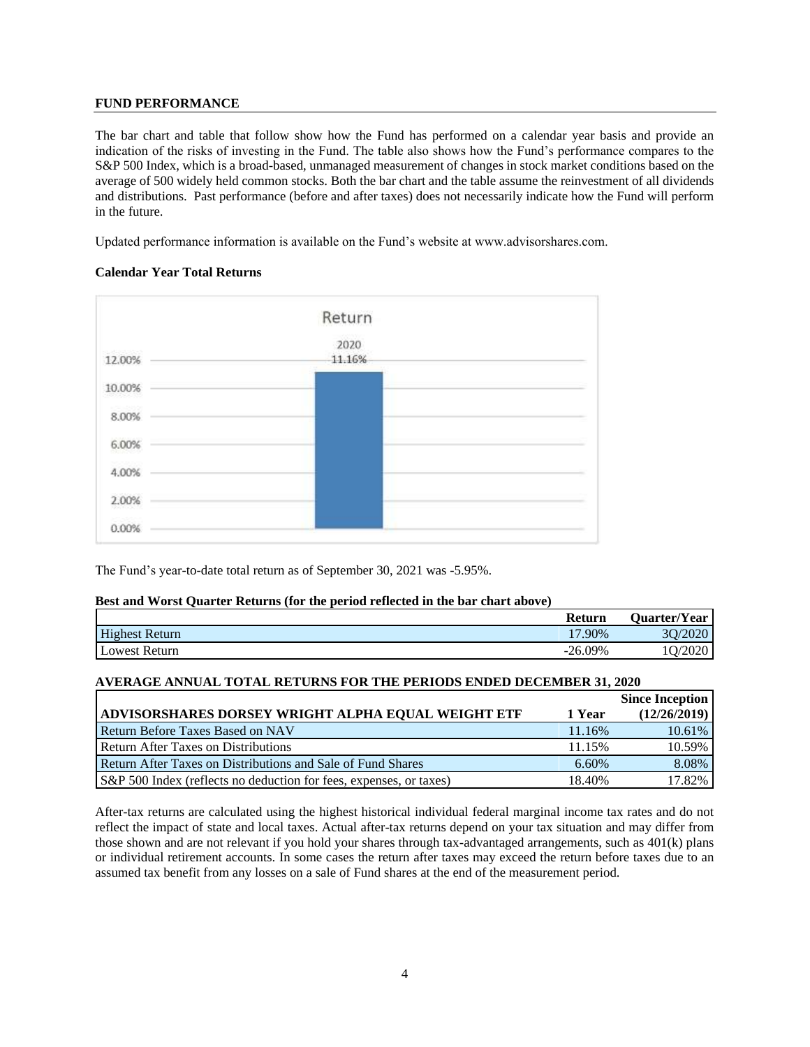## FUND PERFORMANCE

The bar chart and table that follow show how the Fund has performed on a calendar year basis and provide an indication of the risks of investing in the Fund. The table also shows how the Fund's performance compares to the S&P 500 Index, which is a broad-based, unmanaged measurement of changes in stock market conditions based on the average of 500 widely held common stocks. Both the bar chart and the table assume the reinvestment of all dividends and distributions. Past performance (before and after taxes) does not necessarily indicate how the Fund will perform in the future.

Updated performance information is available on the Fund's website at www.advisorshares.com.

### Calendar Year Total Returns

Return

2020: 11.16%

The Fund's year-to-date total return as of September 30, 2021 was -5.95%.

**Best and Worst Quarter Returns (for the period reflected in the bar chart above)**

| | Return | Quarter/Year |
|---|---|---|
| Highest Return | 17.90% | 3Q/2020 |
| Lowest Return | -26.09% | 1Q/2020 |

**AVERAGE ANNUAL TOTAL RETURNS FOR THE PERIODS ENDED DECEMBER 31, 2020**

| ADVISORSHARES DORSEY WRIGHT ALPHA EQUAL WEIGHT ETF | 1 Year | Since Inception (12/26/2019) |
|---|---|---|
| Return Before Taxes Based on NAV | 11.16% | 10.61% |
| Return After Taxes on Distributions | 11.15% | 10.59% |
| Return After Taxes on Distributions and Sale of Fund Shares | 6.60% | 8.08% |
| S&P 500 Index (reflects no deduction for fees, expenses, or taxes) | 18.40% | 17.82% |

After-tax returns are calculated using the highest historical individual federal marginal income tax rates and do not reflect the impact of state and local taxes. Actual after-tax returns depend on your tax situation and may differ from those shown and are not relevant if you hold your shares through tax-advantaged arrangements, such as 401(k) plans or individual retirement accounts. In some cases the return after taxes may exceed the return before taxes due to an assumed tax benefit from any losses on a sale of Fund shares at the end of the measurement period.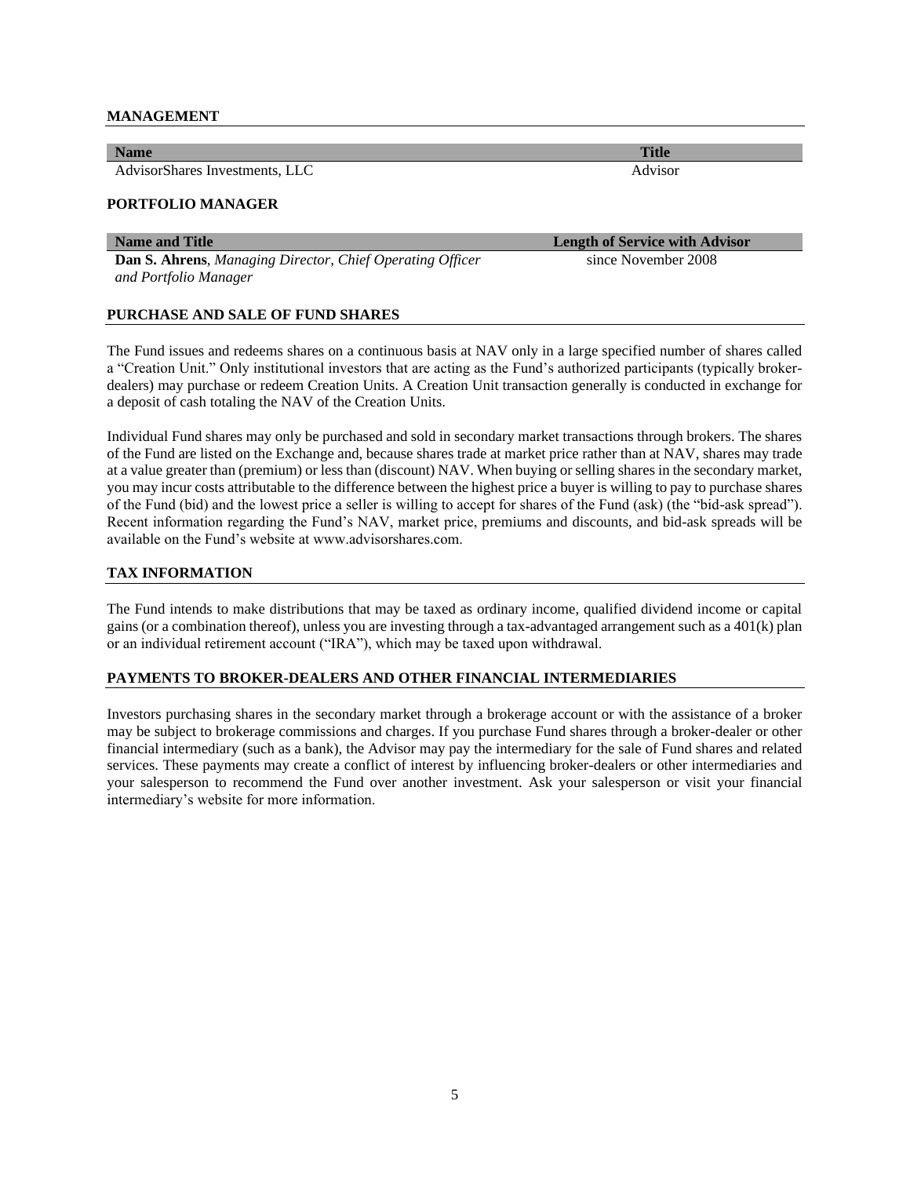## MANAGEMENT

| Name | Title |
|---|---|
| AdvisorShares Investments, LLC | Advisor |

## PORTFOLIO MANAGER

| Name and Title | Length of Service with Advisor |
|---|---|
| **Dan S. Ahrens**, *Managing Director, Chief Operating Officer and Portfolio Manager* | since November 2008 |

## PURCHASE AND SALE OF FUND SHARES

The Fund issues and redeems shares on a continuous basis at NAV only in a large specified number of shares called a "Creation Unit." Only institutional investors that are acting as the Fund's authorized participants (typically broker-dealers) may purchase or redeem Creation Units. A Creation Unit transaction generally is conducted in exchange for a deposit of cash totaling the NAV of the Creation Units.

Individual Fund shares may only be purchased and sold in secondary market transactions through brokers. The shares of the Fund are listed on the Exchange and, because shares trade at market price rather than at NAV, shares may trade at a value greater than (premium) or less than (discount) NAV. When buying or selling shares in the secondary market, you may incur costs attributable to the difference between the highest price a buyer is willing to pay to purchase shares of the Fund (bid) and the lowest price a seller is willing to accept for shares of the Fund (ask) (the "bid-ask spread"). Recent information regarding the Fund's NAV, market price, premiums and discounts, and bid-ask spreads will be available on the Fund's website at www.advisorshares.com.

## TAX INFORMATION

The Fund intends to make distributions that may be taxed as ordinary income, qualified dividend income or capital gains (or a combination thereof), unless you are investing through a tax-advantaged arrangement such as a 401(k) plan or an individual retirement account ("IRA"), which may be taxed upon withdrawal.

## PAYMENTS TO BROKER-DEALERS AND OTHER FINANCIAL INTERMEDIARIES

Investors purchasing shares in the secondary market through a brokerage account or with the assistance of a broker may be subject to brokerage commissions and charges. If you purchase Fund shares through a broker-dealer or other financial intermediary (such as a bank), the Advisor may pay the intermediary for the sale of Fund shares and related services. These payments may create a conflict of interest by influencing broker-dealers or other intermediaries and your salesperson to recommend the Fund over another investment. Ask your salesperson or visit your financial intermediary's website for more information.